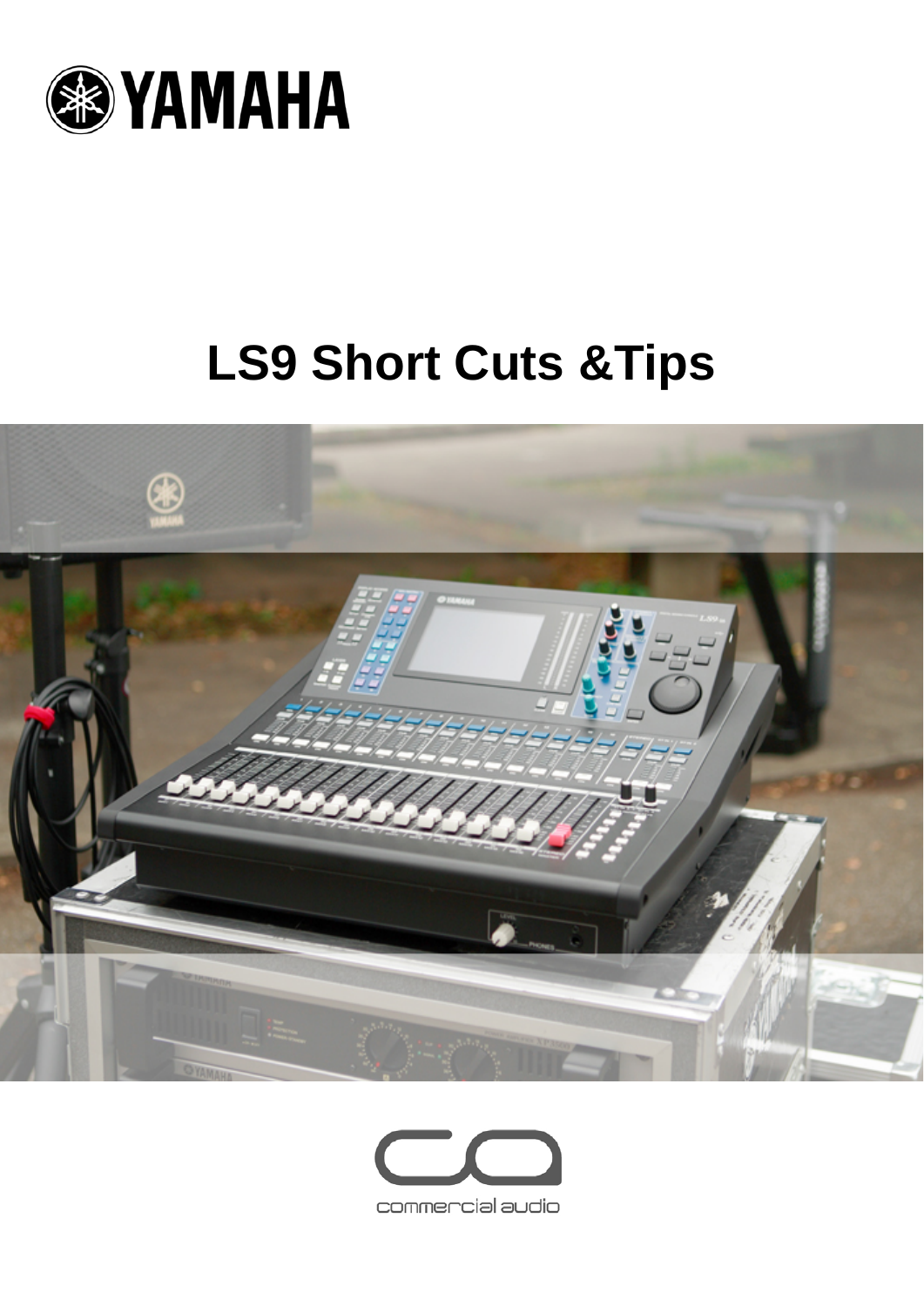# LS9 Short Cuts &Tips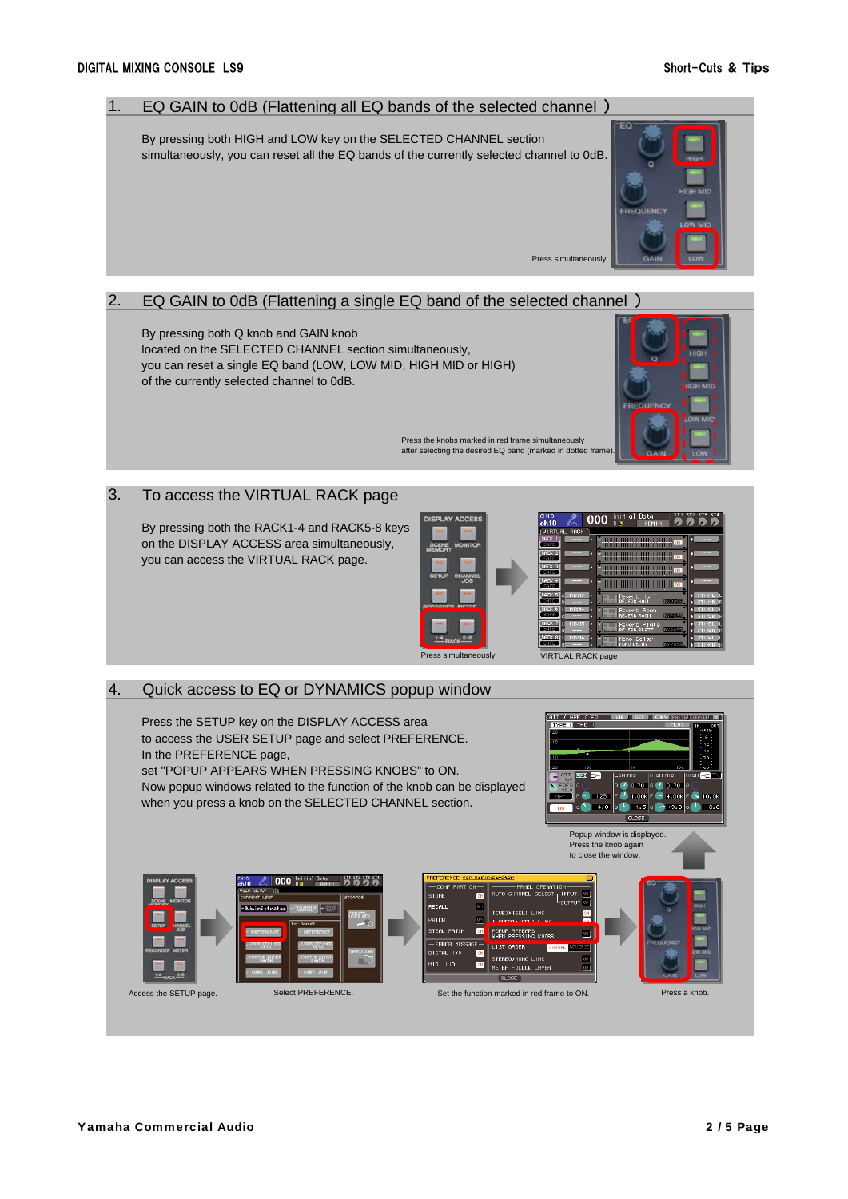## 1. EQ GAIN to 0dB (Flattening all EQ bands of the selected channel )

By pressing both HIGH and LOW key on the SELECTED CHANNEL section simultaneously, you can reset all the EQ bands of the currently selected channel to 0dB.

Press simultaneously

## 2. EQ GAIN to 0dB (Flattening a single EQ band of the selected channel )

By pressing both Q knob and GAIN knob located on the SELECTED CHANNEL section simultaneously, you can reset a single EQ band (LOW, LOW MID, HIGH MID or HIGH) of the currently selected channel to 0dB.

Press the knobs marked in red frame simultaneously after selecting the desired EQ band (marked in dotted frame).

## 3. To access the VIRTUAL RACK page

By pressing both the RACK1-4 and RACK5-8 keys on the DISPLAY ACCESS area simultaneously, you can access the VIRTUAL RACK page.

Press simultaneously

VIRTUAL RACK page

## 4. Quick access to EQ or DYNAMICS popup window

Press the SETUP key on the DISPLAY ACCESS area to access the USER SETUP page and select PREFERENCE.
In the PREFERENCE page,
set "POPUP APPEARS WHEN PRESSING KNOBS" to ON.
Now popup windows related to the function of the knob can be displayed when you press a knob on the SELECTED CHANNEL section.

Popup window is displayed.
Press the knob again to close the window.

Access the SETUP page.

Select PREFERENCE.

Set the function marked in red frame to ON.

Press a knob.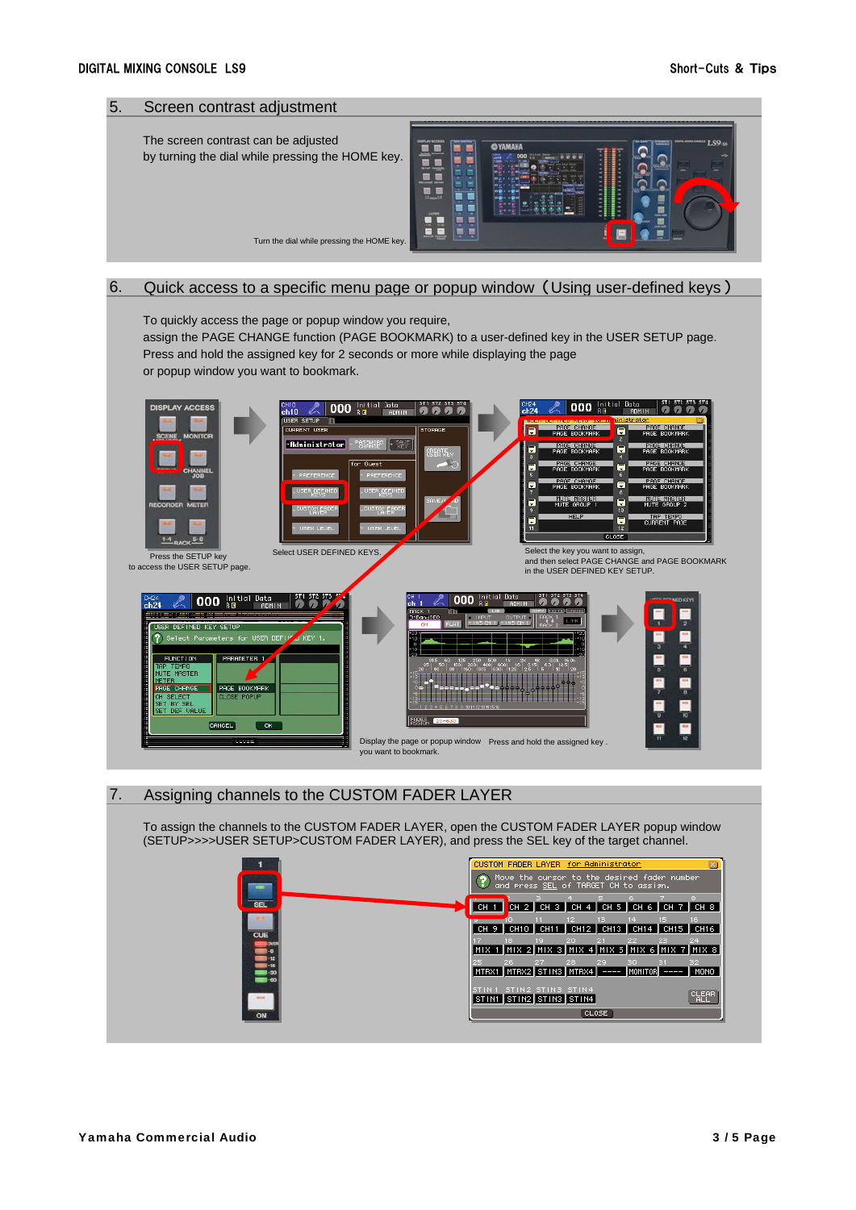## 5. Screen contrast adjustment

The screen contrast can be adjusted by turning the dial while pressing the HOME key.

Turn the dial while pressing the HOME key.

## 6. Quick access to a specific menu page or popup window（Using user-defined keys）

To quickly access the page or popup window you require, assign the PAGE CHANGE function (PAGE BOOKMARK) to a user-defined key in the USER SETUP page. Press and hold the assigned key for 2 seconds or more while displaying the page or popup window you want to bookmark.

Press the SETUP key to access the USER SETUP page.

Select USER DEFINED KEYS.

Select the key you want to assign, and then select PAGE CHANGE and PAGE BOOKMARK in the USER DEFINED KEY SETUP.

Display the page or popup window you want to bookmark.

Press and hold the assigned key .

## 7. Assigning channels to the CUSTOM FADER LAYER

To assign the channels to the CUSTOM FADER LAYER, open the CUSTOM FADER LAYER popup window (SETUP>>>>USER SETUP>CUSTOM FADER LAYER), and press the SEL key of the target channel.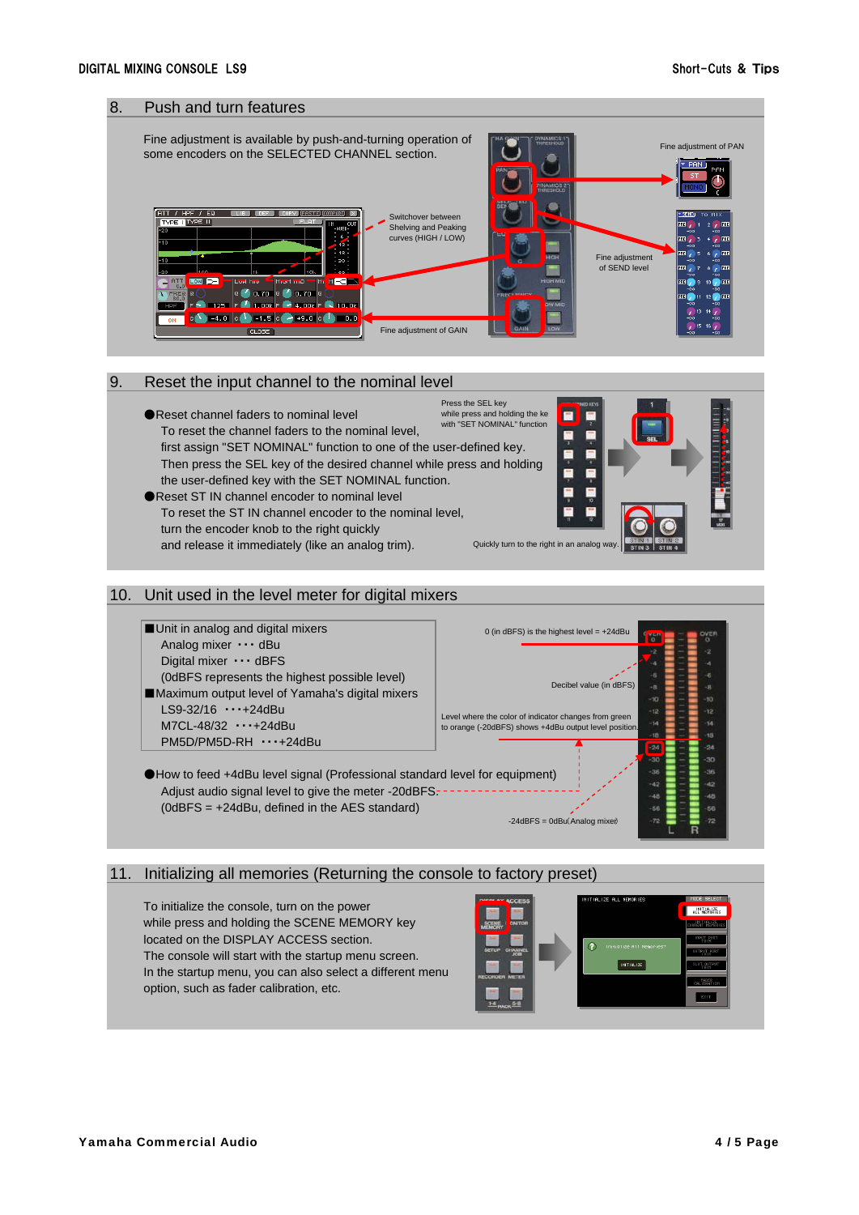## 8. Push and turn features

Fine adjustment is available by push-and-turning operation of some encoders on the SELECTED CHANNEL section.

Fine adjustment of PAN

Switchover between Shelving and Peaking curves (HIGH / LOW)

Fine adjustment of SEND level

Fine adjustment of GAIN

## 9. Reset the input channel to the nominal level

● Reset channel faders to nominal level
To reset the channel faders to the nominal level, first assign "SET NOMINAL" function to one of the user-defined key. Then press the SEL key of the desired channel while press and holding the user-defined key with the SET NOMINAL function.

● Reset ST IN channel encoder to nominal level
To reset the ST IN channel encoder to the nominal level, turn the encoder knob to the right quickly and release it immediately (like an analog trim).

Press the SEL key while press and holding the ke with "SET NOMINAL" function

Quickly turn to the right in an analog way.

## 10. Unit used in the level meter for digital mixers

■ Unit in analog and digital mixers
Analog mixer ・・・ dBu
Digital mixer ・・・ dBFS
(0dBFS represents the highest possible level)

■ Maximum output level of Yamaha's digital mixers
LS9-32/16 ・・・+24dBu
M7CL-48/32 ・・・+24dBu
PM5D/PM5D-RH ・・・+24dBu

● How to feed +4dBu level signal (Professional standard level for equipment)
Adjust audio signal level to give the meter -20dBFS.
(0dBFS = +24dBu, defined in the AES standard)

0 (in dBFS) is the highest level = +24dBu

Decibel value (in dBFS)

Level where the color of indicator changes from green to orange (-20dBFS) shows +4dBu output level position.

-24dBFS = 0dBu(Analog mixer)

## 11. Initializing all memories (Returning the console to factory preset)

To initialize the console, turn on the power while press and holding the SCENE MEMORY key located on the DISPLAY ACCESS section.
The console will start with the startup menu screen.
In the startup menu, you can also select a different menu option, such as fader calibration, etc.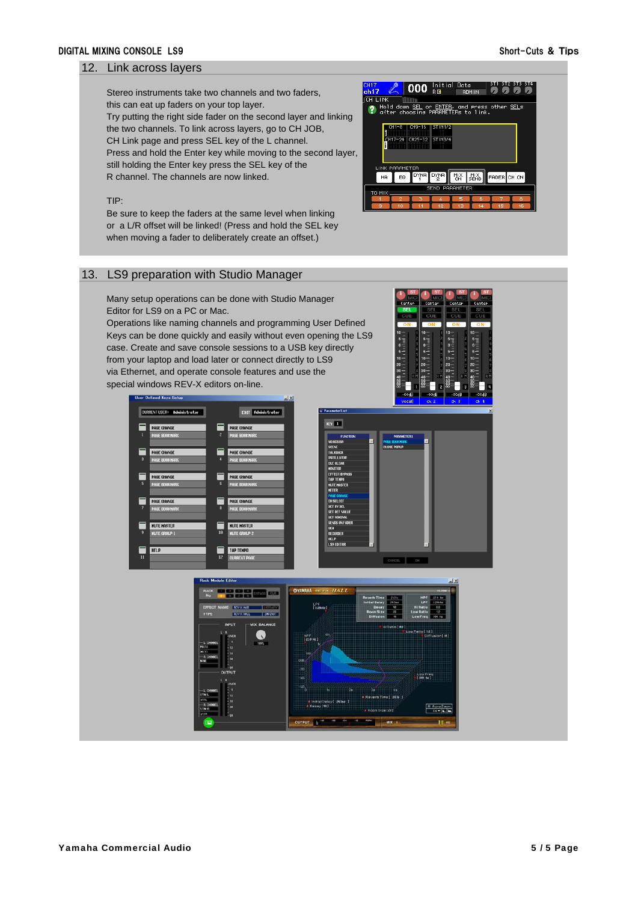## 12. Link across layers

Stereo instruments take two channels and two faders, this can eat up faders on your top layer.
Try putting the right side fader on the second layer and linking the two channels. To link across layers, go to CH JOB, CH Link page and press SEL key of the L channel.
Press and hold the Enter key while moving to the second layer, still holding the Enter key press the SEL key of the R channel. The channels are now linked.

TIP:
Be sure to keep the faders at the same level when linking or a L/R offset will be linked! (Press and hold the SEL key when moving a fader to deliberately create an offset.)

## 13. LS9 preparation with Studio Manager

Many setup operations can be done with Studio Manager Editor for LS9 on a PC or Mac.
Operations like naming channels and programming User Defined Keys can be done quickly and easily without even opening the LS9 case. Create and save console sessions to a USB key directly from your laptop and load later or connect directly to LS9 via Ethernet, and operate console features and use the special windows REV-X editors on-line.